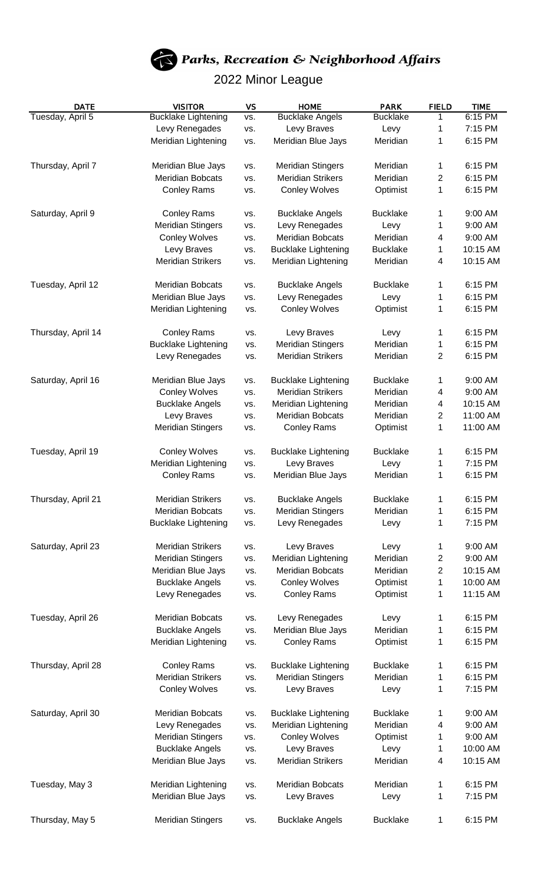# *Parks, Recreation & Neighborhood Affairs*

## 2022 Minor League

| DATE | VISITOR | VS | HOME | PARK | FIELD | TIME |
|---|---|---|---|---|---|---|
| Tuesday, April 5 | Bucklake Lightening | vs. | Bucklake Angels | Bucklake | 1 | 6:15 PM |
| | Levy Renegades | vs. | Levy Braves | Levy | 1 | 7:15 PM |
| | Meridian Lightening | vs. | Meridian Blue Jays | Meridian | 1 | 6:15 PM |
| Thursday, April 7 | Meridian Blue Jays | vs. | Meridian Stingers | Meridian | 1 | 6:15 PM |
| | Meridian Bobcats | vs. | Meridian Strikers | Meridian | 2 | 6:15 PM |
| | Conley Rams | vs. | Conley Wolves | Optimist | 1 | 6:15 PM |
| Saturday, April 9 | Conley Rams | vs. | Bucklake Angels | Bucklake | 1 | 9:00 AM |
| | Meridian Stingers | vs. | Levy Renegades | Levy | 1 | 9:00 AM |
| | Conley Wolves | vs. | Meridian Bobcats | Meridian | 4 | 9:00 AM |
| | Levy Braves | vs. | Bucklake Lightening | Bucklake | 1 | 10:15 AM |
| | Meridian Strikers | vs. | Meridian Lightening | Meridian | 4 | 10:15 AM |
| Tuesday, April 12 | Meridian Bobcats | vs. | Bucklake Angels | Bucklake | 1 | 6:15 PM |
| | Meridian Blue Jays | vs. | Levy Renegades | Levy | 1 | 6:15 PM |
| | Meridian Lightening | vs. | Conley Wolves | Optimist | 1 | 6:15 PM |
| Thursday, April 14 | Conley Rams | vs. | Levy Braves | Levy | 1 | 6:15 PM |
| | Bucklake Lightening | vs. | Meridian Stingers | Meridian | 1 | 6:15 PM |
| | Levy Renegades | vs. | Meridian Strikers | Meridian | 2 | 6:15 PM |
| Saturday, April 16 | Meridian Blue Jays | vs. | Bucklake Lightening | Bucklake | 1 | 9:00 AM |
| | Conley Wolves | vs. | Meridian Strikers | Meridian | 4 | 9:00 AM |
| | Bucklake Angels | vs. | Meridian Lightening | Meridian | 4 | 10:15 AM |
| | Levy Braves | vs. | Meridian Bobcats | Meridian | 2 | 11:00 AM |
| | Meridian Stingers | vs. | Conley Rams | Optimist | 1 | 11:00 AM |
| Tuesday, April 19 | Conley Wolves | vs. | Bucklake Lightening | Bucklake | 1 | 6:15 PM |
| | Meridian Lightening | vs. | Levy Braves | Levy | 1 | 7:15 PM |
| | Conley Rams | vs. | Meridian Blue Jays | Meridian | 1 | 6:15 PM |
| Thursday, April 21 | Meridian Strikers | vs. | Bucklake Angels | Bucklake | 1 | 6:15 PM |
| | Meridian Bobcats | vs. | Meridian Stingers | Meridian | 1 | 6:15 PM |
| | Bucklake Lightening | vs. | Levy Renegades | Levy | 1 | 7:15 PM |
| Saturday, April 23 | Meridian Strikers | vs. | Levy Braves | Levy | 1 | 9:00 AM |
| | Meridian Stingers | vs. | Meridian Lightening | Meridian | 2 | 9:00 AM |
| | Meridian Blue Jays | vs. | Meridian Bobcats | Meridian | 2 | 10:15 AM |
| | Bucklake Angels | vs. | Conley Wolves | Optimist | 1 | 10:00 AM |
| | Levy Renegades | vs. | Conley Rams | Optimist | 1 | 11:15 AM |
| Tuesday, April 26 | Meridian Bobcats | vs. | Levy Renegades | Levy | 1 | 6:15 PM |
| | Bucklake Angels | vs. | Meridian Blue Jays | Meridian | 1 | 6:15 PM |
| | Meridian Lightening | vs. | Conley Rams | Optimist | 1 | 6:15 PM |
| Thursday, April 28 | Conley Rams | vs. | Bucklake Lightening | Bucklake | 1 | 6:15 PM |
| | Meridian Strikers | vs. | Meridian Stingers | Meridian | 1 | 6:15 PM |
| | Conley Wolves | vs. | Levy Braves | Levy | 1 | 7:15 PM |
| Saturday, April 30 | Meridian Bobcats | vs. | Bucklake Lightening | Bucklake | 1 | 9:00 AM |
| | Levy Renegades | vs. | Meridian Lightening | Meridian | 4 | 9:00 AM |
| | Meridian Stingers | vs. | Conley Wolves | Optimist | 1 | 9:00 AM |
| | Bucklake Angels | vs. | Levy Braves | Levy | 1 | 10:00 AM |
| | Meridian Blue Jays | vs. | Meridian Strikers | Meridian | 4 | 10:15 AM |
| Tuesday, May 3 | Meridian Lightening | vs. | Meridian Bobcats | Meridian | 1 | 6:15 PM |
| | Meridian Blue Jays | vs. | Levy Braves | Levy | 1 | 7:15 PM |
| Thursday, May 5 | Meridian Stingers | vs. | Bucklake Angels | Bucklake | 1 | 6:15 PM |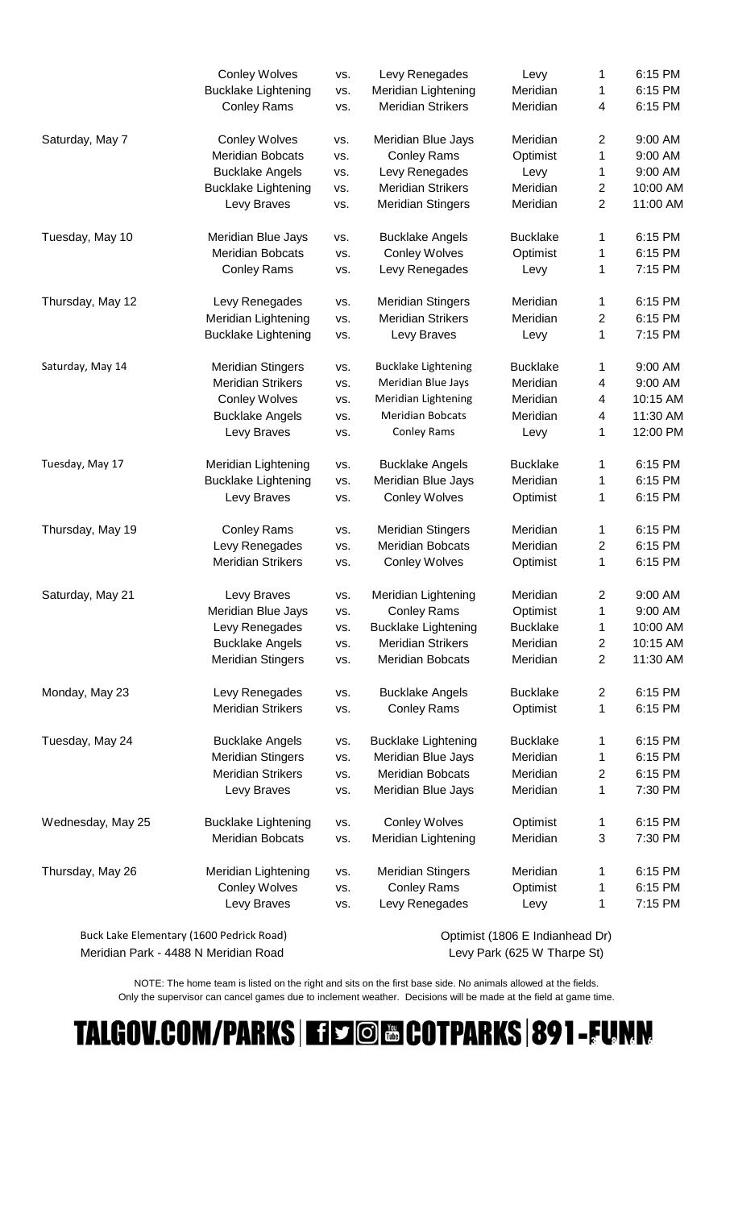| | | | | | | |
|---|---|---|---|---|---|---|
| | Conley Wolves | vs. | Levy Renegades | Levy | 1 | 6:15 PM |
| | Bucklake Lightening | vs. | Meridian Lightening | Meridian | 1 | 6:15 PM |
| | Conley Rams | vs. | Meridian Strikers | Meridian | 4 | 6:15 PM |
| Saturday, May 7 | Conley Wolves | vs. | Meridian Blue Jays | Meridian | 2 | 9:00 AM |
| | Meridian Bobcats | vs. | Conley Rams | Optimist | 1 | 9:00 AM |
| | Bucklake Angels | vs. | Levy Renegades | Levy | 1 | 9:00 AM |
| | Bucklake Lightening | vs. | Meridian Strikers | Meridian | 2 | 10:00 AM |
| | Levy Braves | vs. | Meridian Stingers | Meridian | 2 | 11:00 AM |
| Tuesday, May 10 | Meridian Blue Jays | vs. | Bucklake Angels | Bucklake | 1 | 6:15 PM |
| | Meridian Bobcats | vs. | Conley Wolves | Optimist | 1 | 6:15 PM |
| | Conley Rams | vs. | Levy Renegades | Levy | 1 | 7:15 PM |
| Thursday, May 12 | Levy Renegades | vs. | Meridian Stingers | Meridian | 1 | 6:15 PM |
| | Meridian Lightening | vs. | Meridian Strikers | Meridian | 2 | 6:15 PM |
| | Bucklake Lightening | vs. | Levy Braves | Levy | 1 | 7:15 PM |
| Saturday, May 14 | Meridian Stingers | vs. | Bucklake Lightening | Bucklake | 1 | 9:00 AM |
| | Meridian Strikers | vs. | Meridian Blue Jays | Meridian | 4 | 9:00 AM |
| | Conley Wolves | vs. | Meridian Lightening | Meridian | 4 | 10:15 AM |
| | Bucklake Angels | vs. | Meridian Bobcats | Meridian | 4 | 11:30 AM |
| | Levy Braves | vs. | Conley Rams | Levy | 1 | 12:00 PM |
| Tuesday, May 17 | Meridian Lightening | vs. | Bucklake Angels | Bucklake | 1 | 6:15 PM |
| | Bucklake Lightening | vs. | Meridian Blue Jays | Meridian | 1 | 6:15 PM |
| | Levy Braves | vs. | Conley Wolves | Optimist | 1 | 6:15 PM |
| Thursday, May 19 | Conley Rams | vs. | Meridian Stingers | Meridian | 1 | 6:15 PM |
| | Levy Renegades | vs. | Meridian Bobcats | Meridian | 2 | 6:15 PM |
| | Meridian Strikers | vs. | Conley Wolves | Optimist | 1 | 6:15 PM |
| Saturday, May 21 | Levy Braves | vs. | Meridian Lightening | Meridian | 2 | 9:00 AM |
| | Meridian Blue Jays | vs. | Conley Rams | Optimist | 1 | 9:00 AM |
| | Levy Renegades | vs. | Bucklake Lightening | Bucklake | 1 | 10:00 AM |
| | Bucklake Angels | vs. | Meridian Strikers | Meridian | 2 | 10:15 AM |
| | Meridian Stingers | vs. | Meridian Bobcats | Meridian | 2 | 11:30 AM |
| Monday, May 23 | Levy Renegades | vs. | Bucklake Angels | Bucklake | 2 | 6:15 PM |
| | Meridian Strikers | vs. | Conley Rams | Optimist | 1 | 6:15 PM |
| Tuesday, May 24 | Bucklake Angels | vs. | Bucklake Lightening | Bucklake | 1 | 6:15 PM |
| | Meridian Stingers | vs. | Meridian Blue Jays | Meridian | 1 | 6:15 PM |
| | Meridian Strikers | vs. | Meridian Bobcats | Meridian | 2 | 6:15 PM |
| | Levy Braves | vs. | Meridian Blue Jays | Meridian | 1 | 7:30 PM |
| Wednesday, May 25 | Bucklake Lightening | vs. | Conley Wolves | Optimist | 1 | 6:15 PM |
| | Meridian Bobcats | vs. | Meridian Lightening | Meridian | 3 | 7:30 PM |
| Thursday, May 26 | Meridian Lightening | vs. | Meridian Stingers | Meridian | 1 | 6:15 PM |
| | Conley Wolves | vs. | Conley Rams | Optimist | 1 | 6:15 PM |
| | Levy Braves | vs. | Levy Renegades | Levy | 1 | 7:15 PM |

Buck Lake Elementary (1600 Pedrick Road)
Meridian Park - 4488 N Meridian Road

Optimist (1806 E Indianhead Dr)
Levy Park (625 W Tharpe St)

NOTE: The home team is listed on the right and sits on the first base side. No animals allowed at the fields.
Only the supervisor can cancel games due to inclement weather. Decisions will be made at the field at game time.

**TALGOV.COM/PARKS | COTPARKS | 891-FUNN**